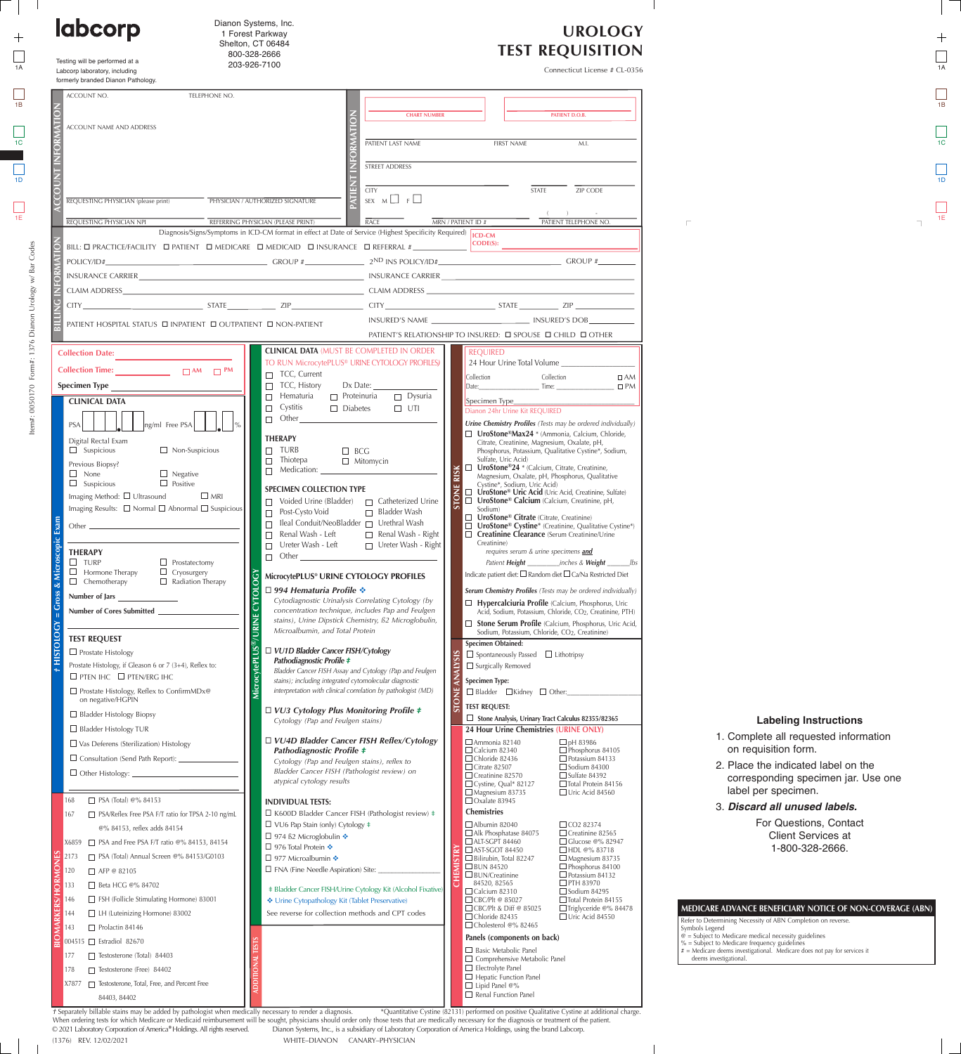# labcorp

Testing will be performed at a Labcorp laboratory, including formerly branded Dianon Pathology.

Dianon Systems, Inc.
1 Forest Parkway
Shelton, CT 06484
800-328-2666
203-926-7100

# UROLOGY TEST REQUISITION

Connecticut License # CL-0356

## ACCOUNT INFORMATION

ACCOUNT NO. | TELEPHONE NO.

ACCOUNT NAME AND ADDRESS

REQUESTING PHYSICIAN (please print) | PHYSICIAN / AUTHORIZED SIGNATURE

REQUESTING PHYSICIAN NPI | REFERRING PHYSICIAN (PLEASE PRINT)

## PATIENT INFORMATION

CHART NUMBER | PATIENT D.O.B.

PATIENT LAST NAME | FIRST NAME | M.I.

STREET ADDRESS

CITY | STATE | ZIP CODE

SEX M ☐ F ☐

RACE | MRN / PATIENT ID # | PATIENT TELEPHONE NO. ( ) -

## BILLING INFORMATION

Diagnosis/Signs/Symptoms in ICD-CM format in effect at Date of Service (Highest Specificity Required) | ICD-CM CODE(S):

BILL: ☐ PRACTICE/FACILITY ☐ PATIENT ☐ MEDICARE ☐ MEDICAID ☐ INSURANCE ☐ REFERRAL # ____

POLICY/ID# ____ GROUP # ____ | 2ND INS POLICY/ID# ____ GROUP # ____

INSURANCE CARRIER ____ | INSURANCE CARRIER ____

CLAIM ADDRESS ____ | CLAIM ADDRESS ____

CITY ____ STATE ____ ZIP ____ | CITY ____ STATE ____ ZIP ____

PATIENT HOSPITAL STATUS ☐ INPATIENT ☐ OUTPATIENT ☐ NON-PATIENT | INSURED'S NAME ____ INSURED'S DOB ____

PATIENT'S RELATIONSHIP TO INSURED: ☐ SPOUSE ☐ CHILD ☐ OTHER

## † HISTOLOGY = Gross & Microscopic Exam

**Collection Date:** ____

**Collection Time:** ____ ☐ AM ☐ PM

**Specimen Type** ____

### CLINICAL DATA

PSA [ ][ ][ ].[ ] ng/ml Free PSA [ ][ ].[ ] %

Digital Rectal Exam
- ☐ Suspicious ☐ Non-Suspicious

Previous Biopsy?
- ☐ None ☐ Negative
- ☐ Suspicious ☐ Positive

Imaging Method: ☐ Ultrasound ☐ MRI

Imaging Results: ☐ Normal ☐ Abnormal ☐ Suspicious

Other ____

### THERAPY

- ☐ TURP ☐ Prostatectomy
- ☐ Hormone Therapy ☐ Cryosurgery
- ☐ Chemotherapy ☐ Radiation Therapy

**Number of Jars** ____

**Number of Cores Submitted** ____

### TEST REQUEST

- ☐ Prostate Histology

Prostate Histology, if Gleason 6 or 7 (3+4), Reflex to:
- ☐ PTEN IHC ☐ PTEN/ERG IHC
- ☐ Prostate Histology, Reflex to ConfirmMDx@ on negative/HGPIN
- ☐ Bladder Histology Biopsy
- ☐ Bladder Histology TUR
- ☐ Vas Deferens (Sterilization) Histology
- ☐ Consultation (Send Path Report): ____
- ☐ Other Histology: ____

## BIOMARKERS/HORMONES

| Code | Test |
|---|---|
| 168 | ☐ PSA (Total) @% 84153 |
| 167 | ☐ PSA/Reflex Free PSA F/T ratio for TPSA 2-10 ng/mL @% 84153, reflex adds 84154 |
| X6859 | ☐ PSA and Free PSA F/T ratio @% 84153, 84154 |
| 2173 | ☐ PSA (Total) Annual Screen @% 84153/G0103 |
| 120 | ☐ AFP @ 82105 |
| 133 | ☐ Beta HCG @% 84702 |
| 146 | ☐ FSH (Follicle Stimulating Hormone) 83001 |
| 144 | ☐ LH (Luteinizing Hormone) 83002 |
| 143 | ☐ Prolactin 84146 |
| 004515 | ☐ Estradiol 82670 |
| 177 | ☐ Testosterone (Total) 84403 |
| 178 | ☐ Testosterone (Free) 84402 |
| X7877 | ☐ Testosterone, Total, Free, and Percent Free 84403, 84402 |

## MicrocytePLUS®/URINE CYTOLOGY

**CLINICAL DATA** (MUST BE COMPLETED IN ORDER TO RUN MicrocytePLUS® URINE CYTOLOGY PROFILES)

- ☐ TCC, Current
- ☐ TCC, History Dx Date: ____
- ☐ Hematuria ☐ Proteinuria ☐ Dysuria
- ☐ Cystitis ☐ Diabetes ☐ UTI
- ☐ Other ____

**THERAPY**
- ☐ TURB ☐ BCG
- ☐ Thiotepa ☐ Mitomycin
- ☐ Medication: ____

**SPECIMEN COLLECTION TYPE**
- ☐ Voided Urine (Bladder) ☐ Catheterized Urine
- ☐ Post-Cysto Void ☐ Bladder Wash
- ☐ Ileal Conduit/NeoBladder ☐ Urethral Wash
- ☐ Renal Wash - Left ☐ Renal Wash - Right
- ☐ Ureter Wash - Left ☐ Ureter Wash - Right
- ☐ Other ____

**MicrocytePLUS® URINE CYTOLOGY PROFILES**

☐ ***994 Hematuria Profile*** ❖
*Cytodiagnostic Urinalysis Correlating Cytology (by concentration technique, includes Pap and Feulgen stains), Urine Dipstick Chemistry, ß2 Microglobulin, Microalbumin, and Total Protein*

☐ ***VU1D Bladder Cancer FISH/Cytology Pathodiagnostic Profile*** ‡
*Bladder Cancer FISH Assay and Cytology (Pap and Feulgen stains); including integrated cytomolecular diagnostic interpretation with clinical correlation by pathologist (MD)*

☐ ***VU3 Cytology Plus Monitoring Profile*** ‡
*Cytology (Pap and Feulgen stains)*

☐ ***VU4D Bladder Cancer FISH Reflex/Cytology Pathodiagnostic Profile*** ‡
*Cytology (Pap and Feulgen stains), reflex to Bladder Cancer FISH (Pathologist review) on atypical cytology results*

**INDIVIDUAL TESTS:**
- ☐ K600D Bladder Cancer FISH (Pathologist review) ‡
- ☐ VU6 Pap Stain (only) Cytology ‡
- ☐ 974 ß2 Microglobulin ❖
- ☐ 976 Total Protein ❖
- ☐ 977 Microalbumin ❖
- ☐ FNA (Fine Needle Aspiration) Site: ____

‡ Bladder Cancer FISH/Urine Cytology Kit (Alcohol Fixative)

❖ Urine Cytopathology Kit (Tablet Preservative)

See reverse for collection methods and CPT codes

## ADDITIONAL TESTS

## STONE RISK

**REQUIRED**

24 Hour Urine Total Volume ____

Collection Date: ____ Collection Time: ____ ☐ AM ☐ PM

Specimen Type ____

Dianon 24hr Urine Kit REQUIRED

*Urine Chemistry Profiles (Tests may be ordered individually)*
- ☐ **UroStone®Max24** * (Ammonia, Calcium, Chloride, Citrate, Creatinine, Magnesium, Oxalate, pH, Phosphorus, Potassium, Qualitative Cystine*, Sodium, Sulfate, Uric Acid)
- ☐ **UroStone®24** * (Calcium, Citrate, Creatinine, Magnesium, Oxalate, pH, Phosphorus, Qualitative Cystine*, Sodium, Uric Acid)
- ☐ **UroStone® Uric Acid** (Uric Acid, Creatinine, Sulfate)
- ☐ **UroStone® Calcium** (Calcium, Creatinine, pH, Sodium)
- ☐ **UroStone® Citrate** (Citrate, Creatinine)
- ☐ **UroStone® Cystine*** (Creatinine, Qualitative Cystine*)
- ☐ **Creatinine Clearance** (Serum Creatinine/Urine Creatinine)
  *requires serum & urine specimens **and** Patient **Height** ____ inches & **Weight** ____ lbs*

Indicate patient diet: ☐ Random diet ☐ Ca/Na Restricted Diet

*Serum Chemistry Profiles (Tests may be ordered individually)*
- ☐ **Hypercalciuria Profile** (Calcium, Phosphorus, Uric Acid, Sodium, Potassium, Chloride, $CO_2$, Creatinine, PTH)
- ☐ **Stone Serum Profile** (Calcium, Phosphorus, Uric Acid, Sodium, Potassium, Chloride, $CO_2$, Creatinine)

## STONE ANALYSIS

**Specimen Obtained:**
- ☐ Spontaneously Passed ☐ Lithotripsy
- ☐ Surgically Removed

**Specimen Type:**
- ☐ Bladder ☐ Kidney ☐ Other: ____

**TEST REQUEST:**
- ☐ Stone Analysis, Urinary Tract Calculus 82355/82365

## CHEMISTRY

**24 Hour Urine Chemistries (URINE ONLY)**

| | |
|---|---|
| ☐ Ammonia 82140 | ☐ pH 83986 |
| ☐ Calcium 82340 | ☐ Phosphorus 84105 |
| ☐ Chloride 82436 | ☐ Potassium 84133 |
| ☐ Citrate 82507 | ☐ Sodium 84300 |
| ☐ Creatinine 82570 | ☐ Sulfate 84392 |
| ☐ Cystine, Qual* 82127 | ☐ Total Protein 84156 |
| ☐ Magnesium 83735 | ☐ Uric Acid 84560 |
| ☐ Oxalate 83945 | |

**Chemistries**

| | |
|---|---|
| ☐ Albumin 82040 | ☐ CO2 82374 |
| ☐ Alk Phosphatase 84075 | ☐ Creatinine 82565 |
| ☐ ALT-SGPT 84460 | ☐ Glucose @% 82947 |
| ☐ AST-SGOT 84450 | ☐ HDL @% 83718 |
| ☐ Bilirubin, Total 82247 | ☐ Magnesium 83735 |
| ☐ BUN 84520 | ☐ Phosphorus 84100 |
| ☐ BUN/Creatinine 84520, 82565 | ☐ Potassium 84132 |
| ☐ Calcium 82310 | ☐ PTH 83970 |
| ☐ CBC/Plt @ 85027 | ☐ Sodium 84295 |
| ☐ CBC/Plt & Diff @ 85025 | ☐ Total Protein 84155 |
| ☐ Chloride 82435 | ☐ Triglyceride @% 84478 |
| ☐ Cholesterol @% 82465 | ☐ Uric Acid 84550 |

**Panels (components on back)**
- ☐ Basic Metabolic Panel
- ☐ Comprehensive Metabolic Panel
- ☐ Electrolyte Panel
- ☐ Hepatic Function Panel
- ☐ Lipid Panel @%
- ☐ Renal Function Panel

## Labeling Instructions

1. Complete all requested information on requisition form.
2. Place the indicated label on the corresponding specimen jar. Use one label per specimen.
3. ***Discard all unused labels.***

For Questions, Contact Client Services at 1-800-328-2666.

## MEDICARE ADVANCE BENEFICIARY NOTICE OF NON-COVERAGE (ABN)

Refer to Determining Necessity of ABN Completion on reverse.

Symbols Legend
- @ = Subject to Medicare medical necessity guidelines
- % = Subject to Medicare frequency guidelines
- # = Medicare deems investigational. Medicare does not pay for services it deems investigational.

† Separately billable stains may be added by pathologist when medically necessary to render a diagnosis. *Quantitative Cystine (82131) performed on positive Qualitative Cystine at additional charge.

When ordering tests for which Medicare or Medicaid reimbursement will be sought, physicians should order only those tests that are medically necessary for the diagnosis or treatment of the patient.

© 2021 Laboratory Corporation of America® Holdings. All rights reserved. Dianon Systems, Inc., is a subsidiary of Laboratory Corporation of America Holdings, using the brand Labcorp.

(1376) REV. 12/02/2021 WHITE–DIANON CANARY–PHYSICIAN

Item#: 0050170 Form#: 1376 Dianon Urology w/ Bar Codes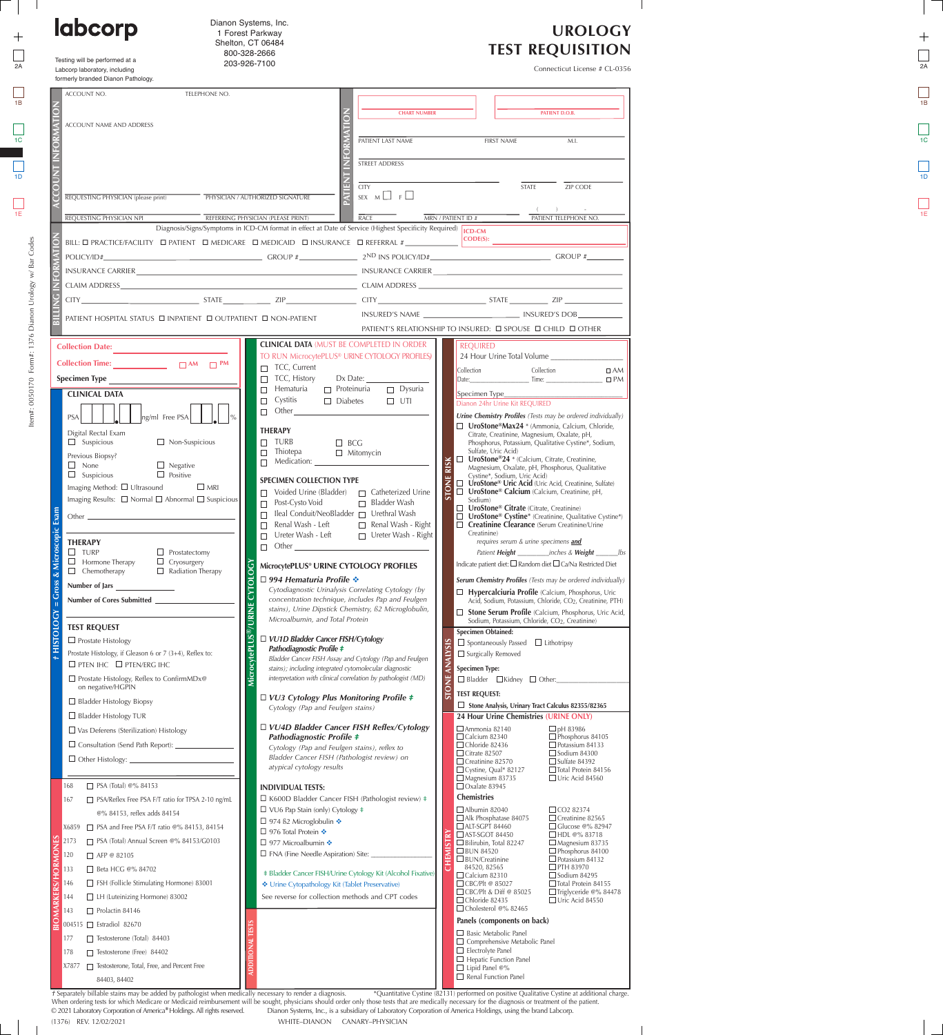# labcorp

Testing will be performed at a Labcorp laboratory, including formerly branded Dianon Pathology.

Dianon Systems, Inc.
1 Forest Parkway
Shelton, CT 06484
800-328-2666
203-926-7100

# UROLOGY TEST REQUISITION

Connecticut License # CL-0356

## ACCOUNT INFORMATION

ACCOUNT NO. | TELEPHONE NO.

ACCOUNT NAME AND ADDRESS

REQUESTING PHYSICIAN (please print) | PHYSICIAN / AUTHORIZED SIGNATURE

REQUESTING PHYSICIAN NPI | REFERRING PHYSICIAN (PLEASE PRINT)

## PATIENT INFORMATION

CHART NUMBER | PATIENT D.O.B.

PATIENT LAST NAME | FIRST NAME | M.I.

STREET ADDRESS

CITY | STATE | ZIP CODE

SEX M ☐ F ☐

RACE | MRN / PATIENT ID # | PATIENT TELEPHONE NO. ( ) -

Diagnosis/Signs/Symptoms in ICD-CM format in effect at Date of Service (Highest Specificity Required) ICD-CM CODE(S):

## BILLING INFORMATION

BILL: ☐ PRACTICE/FACILITY ☐ PATIENT ☐ MEDICARE ☐ MEDICAID ☐ INSURANCE ☐ REFERRAL # ______

POLICY/ID# ______ GROUP # ______ | 2ND INS POLICY/ID# ______ GROUP # ______

INSURANCE CARRIER ______ | INSURANCE CARRIER ______

CLAIM ADDRESS ______ | CLAIM ADDRESS ______

CITY ______ STATE ______ ZIP ______ | CITY ______ STATE ______ ZIP ______

PATIENT HOSPITAL STATUS ☐ INPATIENT ☐ OUTPATIENT ☐ NON-PATIENT

INSURED'S NAME ______ INSURED'S DOB ______

PATIENT'S RELATIONSHIP TO INSURED: ☐ SPOUSE ☐ CHILD ☐ OTHER

---

**Collection Date:** ______

**Collection Time:** ______ ☐ AM ☐ PM

**Specimen Type** ______

## † HISTOLOGY = Gross & Microscopic Exam

### CLINICAL DATA

PSA [ ][ ][ ].[ ] ng/ml Free PSA [ ][ ].[ ] %

Digital Rectal Exam
☐ Suspicious ☐ Non-Suspicious

Previous Biopsy?
☐ None ☐ Negative
☐ Suspicious ☐ Positive

Imaging Method: ☐ Ultrasound ☐ MRI

Imaging Results: ☐ Normal ☐ Abnormal ☐ Suspicious

Other ______

### THERAPY

☐ TURP ☐ Prostatectomy
☐ Hormone Therapy ☐ Cryosurgery
☐ Chemotherapy ☐ Radiation Therapy

Number of Jars ______

Number of Cores Submitted ______

### TEST REQUEST

☐ Prostate Histology

Prostate Histology, if Gleason 6 or 7 (3+4), Reflex to:
☐ PTEN IHC ☐ PTEN/ERG IHC

☐ Prostate Histology, Reflex to ConfirmMDx@ on negative/HGPIN

☐ Bladder Histology Biopsy

☐ Bladder Histology TUR

☐ Vas Deferens (Sterilization) Histology

☐ Consultation (Send Path Report): ______

☐ Other Histology: ______

## BIOMARKERS/HORMONES

| Code | Test |
|---|---|
| 168 | ☐ PSA (Total) @% 84153 |
| 167 | ☐ PSA/Reflex Free PSA F/T ratio for TPSA 2-10 ng/mL @% 84153, reflex adds 84154 |
| X6859 | ☐ PSA and Free PSA F/T ratio @% 84153, 84154 |
| 2173 | ☐ PSA (Total) Annual Screen @% 84153/G0103 |
| 120 | ☐ AFP @ 82105 |
| 133 | ☐ Beta HCG @% 84702 |
| 146 | ☐ FSH (Follicle Stimulating Hormone) 83001 |
| 144 | ☐ LH (Luteinizing Hormone) 83002 |
| 143 | ☐ Prolactin 84146 |
| 004515 | ☐ Estradiol 82670 |
| 177 | ☐ Testosterone (Total) 84403 |
| 178 | ☐ Testosterone (Free) 84402 |
| X7877 | ☐ Testosterone, Total, Free, and Percent Free 84403, 84402 |

## MicrocytePLUS®/URINE CYTOLOGY

**CLINICAL DATA** (MUST BE COMPLETED IN ORDER TO RUN MicrocytePLUS® URINE CYTOLOGY PROFILES)

☐ TCC, Current
☐ TCC, History Dx Date: ______
☐ Hematuria ☐ Proteinuria ☐ Dysuria
☐ Cystitis ☐ Diabetes ☐ UTI
☐ Other ______

### THERAPY

☐ TURB ☐ BCG
☐ Thiotepa ☐ Mitomycin
☐ Medication: ______

### SPECIMEN COLLECTION TYPE

☐ Voided Urine (Bladder) ☐ Catheterized Urine
☐ Post-Cysto Void ☐ Bladder Wash
☐ Ileal Conduit/NeoBladder ☐ Urethral Wash
☐ Renal Wash - Left ☐ Renal Wash - Right
☐ Ureter Wash - Left ☐ Ureter Wash - Right
☐ Other ______

### MicrocytePLUS® URINE CYTOLOGY PROFILES

☐ ***994 Hematuria Profile*** ❖
*Cytodiagnostic Urinalysis Correlating Cytology (by concentration technique, includes Pap and Feulgen stains), Urine Dipstick Chemistry, ß2 Microglobulin, Microalbumin, and Total Protein*

☐ ***VU1D Bladder Cancer FISH/Cytology Pathodiagnostic Profile*** ‡
*Bladder Cancer FISH Assay and Cytology (Pap and Feulgen stains); including integrated cytomolecular diagnostic interpretation with clinical correlation by pathologist (MD)*

☐ ***VU3 Cytology Plus Monitoring Profile*** ‡
*Cytology (Pap and Feulgen stains)*

☐ ***VU4D Bladder Cancer FISH Reflex/Cytology Pathodiagnostic Profile*** ‡
*Cytology (Pap and Feulgen stains), reflex to Bladder Cancer FISH (Pathologist review) on atypical cytology results*

### INDIVIDUAL TESTS:

☐ K600D Bladder Cancer FISH (Pathologist review) ‡
☐ VU6 Pap Stain (only) Cytology ‡
☐ 974 ß2 Microglobulin ❖
☐ 976 Total Protein ❖
☐ 977 Microalbumin ❖
☐ FNA (Fine Needle Aspiration) Site: ______

‡ Bladder Cancer FISH/Urine Cytology Kit (Alcohol Fixative)
❖ Urine Cytopathology Kit (Tablet Preservative)

See reverse for collection methods and CPT codes

## ADDITIONAL TESTS

## STONE RISK

**REQUIRED**
24 Hour Urine Total Volume ______
Collection Date: ______ Collection Time: ______ ☐ AM ☐ PM
Specimen Type ______
Dianon 24hr Urine Kit REQUIRED

*Urine Chemistry Profiles (Tests may be ordered individually)*

☐ **UroStone®Max24** * (Ammonia, Calcium, Chloride, Citrate, Creatinine, Magnesium, Oxalate, pH, Phosphorus, Potassium, Qualitative Cystine*, Sodium, Sulfate, Uric Acid)

☐ **UroStone®24** * (Calcium, Citrate, Creatinine, Magnesium, Oxalate, pH, Phosphorus, Qualitative Cystine*, Sodium, Uric Acid)

☐ **UroStone® Uric Acid** (Uric Acid, Creatinine, Sulfate)

☐ **UroStone® Calcium** (Calcium, Creatinine, pH, Sodium)

☐ **UroStone® Citrate** (Citrate, Creatinine)

☐ **UroStone® Cystine*** (Creatinine, Qualitative Cystine*)

☐ **Creatinine Clearance** (Serum Creatinine/Urine Creatinine)
*requires serum & urine specimens **and***
*Patient **Height** ______ inches & **Weight** ______ lbs*

Indicate patient diet: ☐ Random diet ☐ Ca/Na Restricted Diet

*Serum Chemistry Profiles (Tests may be ordered individually)*

☐ **Hypercalciuria Profile** (Calcium, Phosphorus, Uric Acid, Sodium, Potassium, Chloride, $CO_2$, Creatinine, PTH)

☐ **Stone Serum Profile** (Calcium, Phosphorus, Uric Acid, Sodium, Potassium, Chloride, $CO_2$, Creatinine)

## STONE ANALYSIS

**Specimen Obtained:**
☐ Spontaneously Passed ☐ Lithotripsy
☐ Surgically Removed

**Specimen Type:**
☐ Bladder ☐ Kidney ☐ Other: ______

**TEST REQUEST:**
☐ Stone Analysis, Urinary Tract Calculus 82355/82365

## CHEMISTRY

**24 Hour Urine Chemistries (URINE ONLY)**

| | |
|---|---|
| ☐ Ammonia 82140 | ☐ pH 83986 |
| ☐ Calcium 82340 | ☐ Phosphorus 84105 |
| ☐ Chloride 82436 | ☐ Potassium 84133 |
| ☐ Citrate 82507 | ☐ Sodium 84300 |
| ☐ Creatinine 82570 | ☐ Sulfate 84392 |
| ☐ Cystine, Qual* 82127 | ☐ Total Protein 84156 |
| ☐ Magnesium 83735 | ☐ Uric Acid 84560 |
| ☐ Oxalate 83945 | |

**Chemistries**

| | |
|---|---|
| ☐ Albumin 82040 | ☐ CO2 82374 |
| ☐ Alk Phosphatase 84075 | ☐ Creatinine 82565 |
| ☐ ALT-SGPT 84460 | ☐ Glucose @% 82947 |
| ☐ AST-SGOT 84450 | ☐ HDL @% 83718 |
| ☐ Bilirubin, Total 82247 | ☐ Magnesium 83735 |
| ☐ BUN 84520 | ☐ Phosphorus 84100 |
| ☐ BUN/Creatinine 84520, 82565 | ☐ Potassium 84132 |
| | ☐ PTH 83970 |
| ☐ Calcium 82310 | ☐ Sodium 84295 |
| ☐ CBC/Plt @ 85027 | ☐ Total Protein 84155 |
| ☐ CBC/Plt & Diff @ 85025 | ☐ Triglyceride @% 84478 |
| ☐ Chloride 82435 | ☐ Uric Acid 84550 |
| ☐ Cholesterol @% 82465 | |

**Panels (components on back)**

☐ Basic Metabolic Panel
☐ Comprehensive Metabolic Panel
☐ Electrolyte Panel
☐ Hepatic Function Panel
☐ Lipid Panel @%
☐ Renal Function Panel

---

† Separately billable stains may be added by pathologist when medically necessary to render a diagnosis. *Quantitative Cystine (82131) performed on positive Qualitative Cystine at additional charge.

When ordering tests for which Medicare or Medicaid reimbursement will be sought, physicians should order only those tests that are medically necessary for the diagnosis or treatment of the patient.

© 2021 Laboratory Corporation of America® Holdings. All rights reserved. Dianon Systems, Inc., is a subsidiary of Laboratory Corporation of America Holdings, using the brand Labcorp.

(1376) REV. 12/02/2021 WHITE–DIANON CANARY–PHYSICIAN

Item#: 0050170 Form#: 1376 Dianon Urology w/ Bar Codes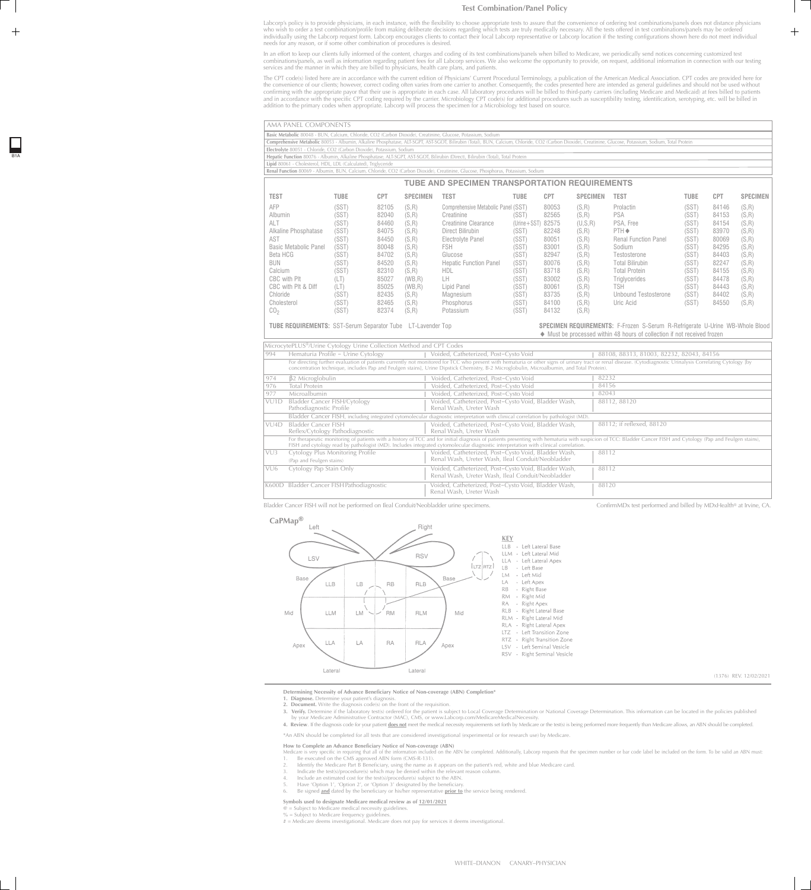## Test Combination/Panel Policy

Labcorp's policy is to provide physicians, in each instance, with the flexibility to choose appropriate tests to assure that the convenience of ordering test combinations/panels does not distance physicians who wish to order a test combination/profile from making deliberate decisions regarding which tests are truly medically necessary. All the tests offered in test combinations/panels may be ordered individually using the Labcorp request form. Labcorp encourages clients to contact their local Labcorp representative or Labcorp location if the testing configurations shown here do not meet individual needs for any reason, or if some other combination of procedures is desired.

In an effort to keep our clients fully informed of the content, charges and coding of its test combinations/panels when billed to Medicare, we periodically send notices concerning customized test combinations/panels, as well as information regarding patient fees for all Labcorp services. We also welcome the opportunity to provide, on request, additional information in connection with our testing services and the manner in which they are billed to physicians, health care plans, and patients.

The CPT code(s) listed here are in accordance with the current edition of Physicians' Current Procedural Terminology, a publication of the American Medical Association. CPT codes are provided here for the convenience of our clients; however, correct coding often varies from one carrier to another. Consequently, the codes presented here are intended as general guidelines and should not be used without confirming with the appropriate payor that their use is appropriate in each case. All laboratory procedures will be billed to third-party carriers (including Medicare and Medicaid) at fees billed to patients and in accordance with the specific CPT coding required by the carrier. Microbiology CPT code(s) for additional procedures such as susceptibility testing, identification, serotyping, etc. will be billed in addition to the primary codes when appropriate. Labcorp will process the specimen for a Microbiology test based on source.

B1A

### AMA PANEL COMPONENTS

**Basic Metabolic** 80048 - BUN, Calcium, Chloride, CO2 (Carbon Dioxide), Creatinine, Glucose, Potassium, Sodium

**Comprehensive Metabolic** 80053 - Albumin, Alkaline Phosphatase, ALT-SGPT, AST-SGOT, Bilirubin (Total), BUN, Calcium, Chloride, CO2 (Carbon Dioxide), Creatinine, Glucose, Potassium, Sodium, Total Protein

**Electrolyte** 80051 - Chloride, CO2 (Carbon Dioxide), Potassium, Sodium

**Hepatic Function** 80076 - Albumin, Alkaline Phosphatase, ALT-SGPT, AST-SGOT, Bilirubin (Direct), Bilirubin (Total), Total Protein

**Lipid** 80061 - Cholesterol, HDL, LDL (Calculated), Triglyceride

**Renal Function** 80069 - Albumin, BUN, Calcium, Chloride, CO2 (Carbon Dioxide), Creatinine, Glucose, Phosphorus, Potassium, Sodium

### TUBE AND SPECIMEN TRANSPORTATION REQUIREMENTS

| TEST | TUBE | CPT | SPECIMEN | TEST | TUBE | CPT | SPECIMEN | TEST | TUBE | CPT | SPECIMEN |
|---|---|---|---|---|---|---|---|---|---|---|---|
| AFP | (SST) | 82105 | (S,R) | Comprehensive Metabolic Panel | (SST) | 80053 | (S,R) | Prolactin | (SST) | 84146 | (S,R) |
| Albumin | (SST) | 82040 | (S,R) | Creatinine | (SST) | 82565 | (S,R) | PSA | (SST) | 84153 | (S,R) |
| ALT | (SST) | 84460 | (S,R) | Creatinine Clearance | (Urine+SST) | 82575 | (U,S,R) | PSA, Free | (SST) | 84154 | (S,R) |
| Alkaline Phosphatase | (SST) | 84075 | (S,R) | Direct Bilirubin | (SST) | 82248 | (S,R) | PTH ◆ | (SST) | 83970 | (S,R) |
| AST | (SST) | 84450 | (S,R) | Electrolyte Panel | (SST) | 80051 | (S,R) | Renal Function Panel | (SST) | 80069 | (S,R) |
| Basic Metabolic Panel | (SST) | 80048 | (S,R) | FSH | (SST) | 83001 | (S,R) | Sodium | (SST) | 84295 | (S,R) |
| Beta HCG | (SST) | 84702 | (S,R) | Glucose | (SST) | 82947 | (S,R) | Testosterone | (SST) | 84403 | (S,R) |
| BUN | (SST) | 84520 | (S,R) | Hepatic Function Panel | (SST) | 80076 | (S,R) | Total Bilirubin | (SST) | 82247 | (S,R) |
| Calcium | (SST) | 82310 | (S,R) | HDL | (SST) | 83718 | (S,R) | Total Protein | (SST) | 84155 | (S,R) |
| CBC with Plt | (LT) | 85027 | (WB,R) | LH | (SST) | 83002 | (S,R) | Triglycerides | (SST) | 84478 | (S,R) |
| CBC with Plt & Diff | (LT) | 85025 | (WB,R) | Lipid Panel | (SST) | 80061 | (S,R) | TSH | (SST) | 84443 | (S,R) |
| Chloride | (SST) | 82435 | (S,R) | Magnesium | (SST) | 83735 | (S,R) | Unbound Testosterone | (SST) | 84402 | (S,R) |
| Cholesterol | (SST) | 82465 | (S,R) | Phosphorus | (SST) | 84100 | (S,R) | Uric Acid | (SST) | 84550 | (S,R) |
| $CO_2$ | (SST) | 82374 | (S,R) | Potassium | (SST) | 84132 | (S,R) | | | | |

**TUBE REQUIREMENTS:** SST-Serum Separator Tube LT-Lavender Top

**SPECIMEN REQUIREMENTS:** F-Frozen S-Serum R-Refrigerate U-Urine WB-Whole Blood

◆ Must be processed within 48 hours of collection if not received frozen

### MicrocytePLUS®/Urine Cytology Urine Collection Method and CPT Codes

| | | | |
|---|---|---|---|
| 994 | Hematuria Profile – Urine Cytology | Voided, Catheterized, Post–Cysto Void | 88108, 88313, 81003, 82232, 82043, 84156 |
| | For directing further evaluation of patients currently not monitored for TCC who present with hematuria or other signs of urinary tract or renal disease. (Cytodiagnostic Urinalysis Correlating Cytology [by concentration technique, includes Pap and Feulgen stains], Urine Dipstick Chemistry, B-2 Microglobulin, Microalbumin, and Total Protein). | | |
| 974 | β2 Microglobulin | Voided, Catheterized, Post–Cysto Void | 82232 |
| 976 | Total Protein | Voided, Catheterized, Post–Cysto Void | 84156 |
| 977 | Microalbumin | Voided, Catheterized, Post–Cysto Void | 82043 |
| VU1D | Bladder Cancer FISH/Cytology Pathodiagnostic Profile | Voided, Catheterized, Post–Cysto Void, Bladder Wash, Renal Wash, Ureter Wash | 88112, 88120 |
| | Bladder Cancer FISH, including integrated cytomolecular diagnostic interpretation with clinical correlation by pathologist (MD). | | |
| VU4D | Bladder Cancer FISH Reflex/Cytology Pathodiagnostic | Voided, Catheterized, Post–Cysto Void, Bladder Wash, Renal Wash, Ureter Wash | 88112; if reflexed, 88120 |
| | For therapeutic monitoring of patients with a history of TCC and for initial diagnosis of patients presenting with hematuria with suspicion of TCC: Bladder Cancer FISH and Cytology (Pap and Feulgen stains), FISH and cytology read by pathologist (MD). Includes integrated cytomolecular diagnostic interpretation with clinical correlation. | | |
| VU3 | Cytology Plus Monitoring Profile (Pap and Feulgen stains) | Voided, Catheterized, Post–Cysto Void, Bladder Wash, Renal Wash, Ureter Wash, Ileal Conduit/Neobladder | 88112 |
| VU6 | Cytology Pap Stain Only | Voided, Catheterized, Post–Cysto Void, Bladder Wash, Renal Wash, Ureter Wash, Ileal Conduit/Neobladder | 88112 |
| K600D | Bladder Cancer FISH Pathodiagnostic | Voided, Catheterized, Post–Cysto Void, Bladder Wash, Renal Wash, Ureter Wash | 88120 |

Bladder Cancer FISH will not be performed on Ileal Conduit/Neobladder urine specimens.

ConfirmMDx test performed and billed by MDxHealth® at Irvine, CA.

### CaPMap®

Left Right
LSV RSV
LTZ RTZ
Base LLB LB RB RLB Base
Mid LLM LM RM RLM Mid
Apex LLA LA RA RLA Apex
Lateral Lateral

**KEY**
LLB - Left Lateral Base
LLM - Left Lateral Mid
LLA - Left Lateral Apex
LB - Left Base
LM - Left Mid
LA - Left Apex
RB - Right Base
RM - Right Mid
RA - Right Apex
RLB - Right Lateral Base
RLM - Right Lateral Mid
RLA - Right Lateral Apex
LTZ - Left Transition Zone
RTZ - Right Transition Zone
LSV - Left Seminal Vesicle
RSV - Right Seminal Vesicle

(1376) REV. 12/02/2021

**Determining Necessity of Advance Beneficiary Notice of Non-coverage (ABN) Completion***

1. **Diagnose.** Determine your patient's diagnosis.
2. **Document.** Write the diagnosis code(s) on the front of the requisition.
3. **Verify.** Determine if the laboratory test(s) ordered for the patient is subject to Local Coverage Determination or National Coverage Determination. This information can be located in the policies published by your Medicare Administrative Contractor (MAC), CMS, or www.Labcorp.com/MedicareMedicalNecessity.
4. **Review**. If the diagnosis code for your patient **does not** meet the medical necessity requirements set forth by Medicare or the test(s) is being performed more frequently than Medicare allows, an ABN should be completed.

*An ABN should be completed for all tests that are considered investigational (experimental or for research use) by Medicare.

**How to Complete an Advance Beneficiary Notice of Non-coverage (ABN)**

Medicare is very specific in requiring that all of the information included on the ABN be completed. Additionally, Labcorp requests that the specimen number or bar code label be included on the form. To be valid an ABN must:

1. Be executed on the CMS approved ABN form (CMS-R-131).
2. Identify the Medicare Part B Beneficiary, using the name as it appears on the patient's red, white and blue Medicare card.
3. Indicate the test(s)/procedure(s) which may be denied within the relevant reason column.
4. Include an estimated cost for the test(s)/procedure(s) subject to the ABN.
5. Have 'Option 1', 'Option 2', or 'Option 3' designated by the beneficiary.
6. Be signed **and** dated by the beneficiary or his/her representative **prior to** the service being rendered.

**Symbols used to designate Medicare medical review as of 12/01/2021**

@ = Subject to Medicare medical necessity guidelines.
% = Subject to Medicare frequency guidelines.
# = Medicare deems investigational. Medicare does not pay for services it deems investigational.

WHITE–DIANON CANARY–PHYSICIAN